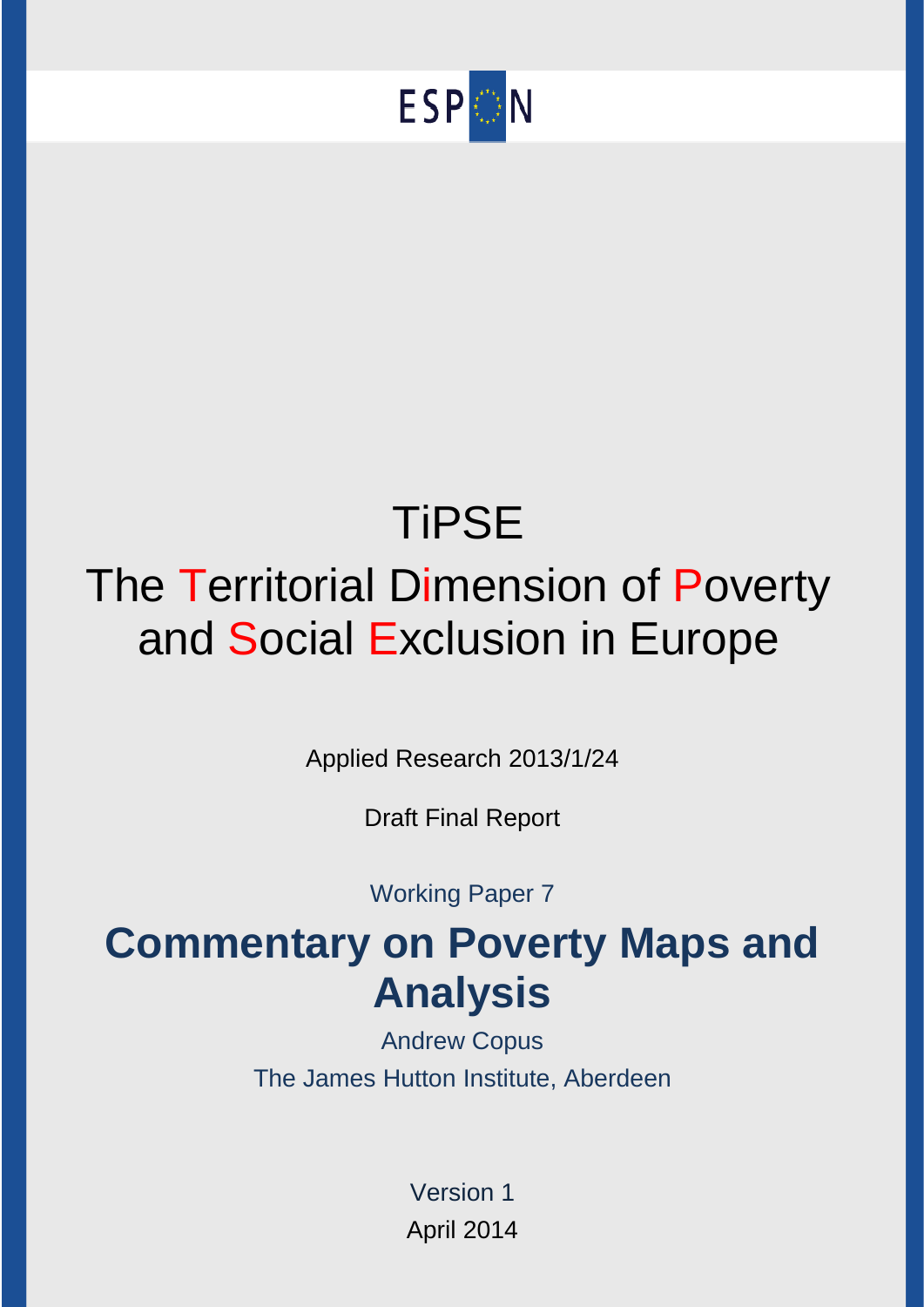ESPON

# TiPSE

## The Territorial Dimension of Poverty and Social Exclusion in Europe

Applied Research 2013/1/24

Draft Final Report

Working Paper 7

# Commentary on Poverty Maps and Analysis

Andrew Copus

The James Hutton Institute, Aberdeen

Version 1

April 2014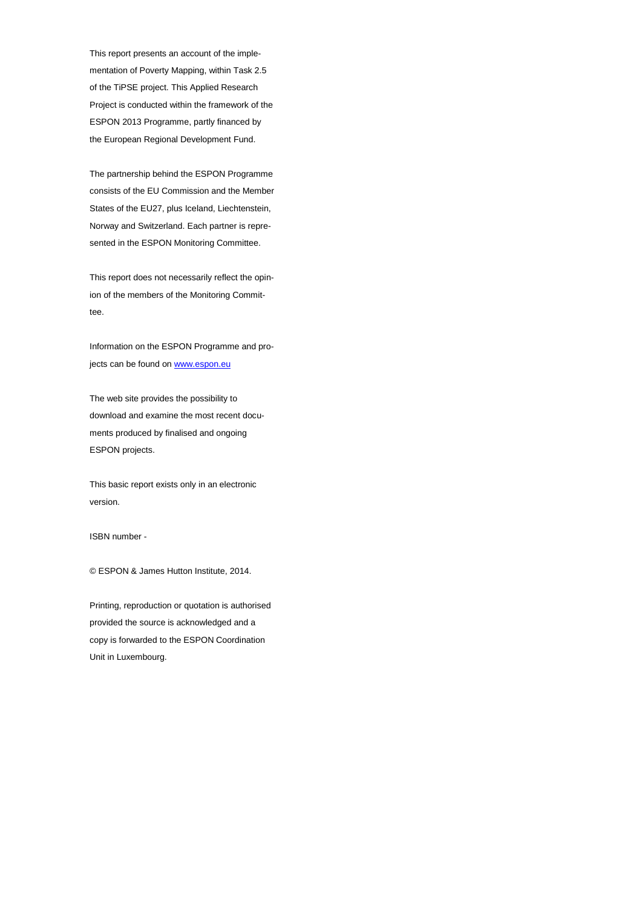This report presents an account of the implementation of Poverty Mapping, within Task 2.5 of the TiPSE project. This Applied Research Project is conducted within the framework of the ESPON 2013 Programme, partly financed by the European Regional Development Fund.

The partnership behind the ESPON Programme consists of the EU Commission and the Member States of the EU27, plus Iceland, Liechtenstein, Norway and Switzerland. Each partner is represented in the ESPON Monitoring Committee.

This report does not necessarily reflect the opinion of the members of the Monitoring Committee.

Information on the ESPON Programme and projects can be found on [www.espon.eu](http://www.espon.eu)

The web site provides the possibility to download and examine the most recent documents produced by finalised and ongoing ESPON projects.

This basic report exists only in an electronic version.

ISBN number -

© ESPON & James Hutton Institute, 2014.

Printing, reproduction or quotation is authorised provided the source is acknowledged and a copy is forwarded to the ESPON Coordination Unit in Luxembourg.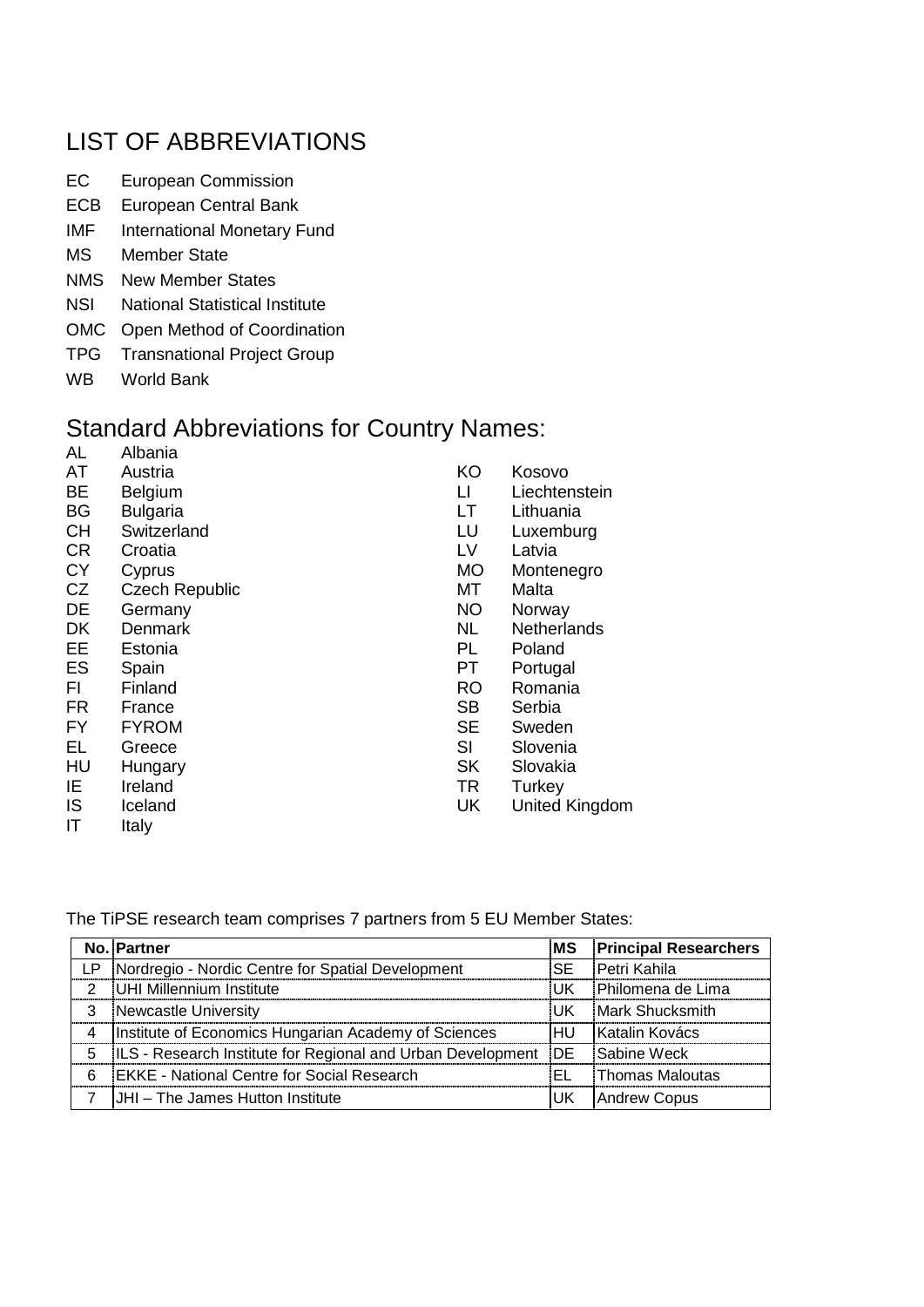# LIST OF ABBREVIATIONS

EC European Commission

ECB European Central Bank

IMF International Monetary Fund

MS Member State

NMS New Member States

NSI National Statistical Institute

OMC Open Method of Coordination

TPG Transnational Project Group

WB World Bank

## Standard Abbreviations for Country Names:

AL Albania
AT Austria
BE Belgium
BG Bulgaria
CH Switzerland
CR Croatia
CY Cyprus
CZ Czech Republic
DE Germany
DK Denmark
EE Estonia
ES Spain
FI Finland
FR France
FY FYROM
EL Greece
HU Hungary
IE Ireland
IS Iceland
IT Italy
KO Kosovo
LI Liechtenstein
LT Lithuania
LU Luxemburg
LV Latvia
MO Montenegro
MT Malta
NO Norway
NL Netherlands
PL Poland
PT Portugal
RO Romania
SB Serbia
SE Sweden
SI Slovenia
SK Slovakia
TR Turkey
UK United Kingdom

The TiPSE research team comprises 7 partners from 5 EU Member States:

| No. | Partner | MS | Principal Researchers |
|---|---|---|---|
| LP | Nordregio - Nordic Centre for Spatial Development | SE | Petri Kahila |
| 2 | UHI Millennium Institute | UK | Philomena de Lima |
| 3 | Newcastle University | UK | Mark Shucksmith |
| 4 | Institute of Economics Hungarian Academy of Sciences | HU | Katalin Kovács |
| 5 | ILS - Research Institute for Regional and Urban Development | DE | Sabine Weck |
| 6 | EKKE - National Centre for Social Research | EL | Thomas Maloutas |
| 7 | JHI – The James Hutton Institute | UK | Andrew Copus |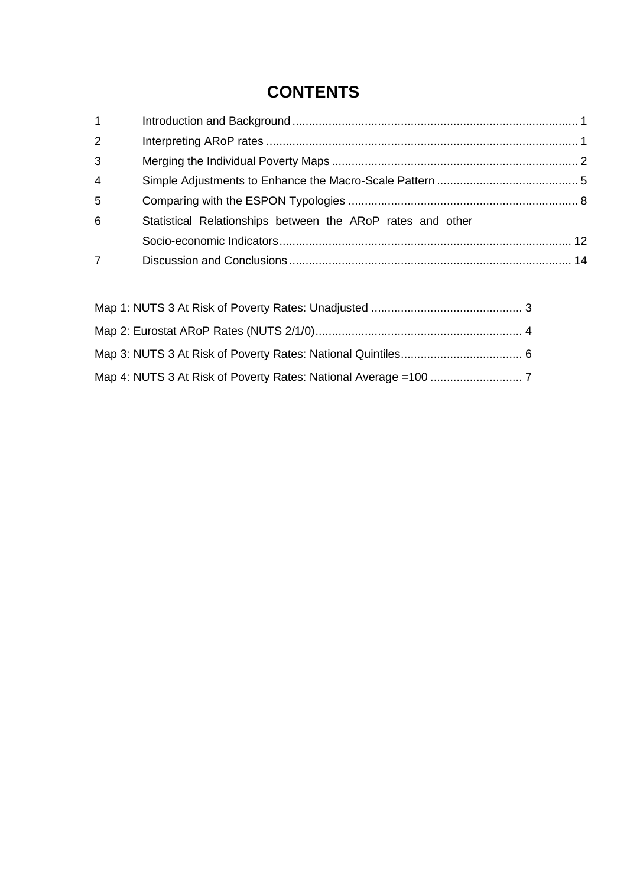# CONTENTS

| | | |
|---|---|---|
| 1 | Introduction and Background | 1 |
| 2 | Interpreting ARoP rates | 1 |
| 3 | Merging the Individual Poverty Maps | 2 |
| 4 | Simple Adjustments to Enhance the Macro-Scale Pattern | 5 |
| 5 | Comparing with the ESPON Typologies | 8 |
| 6 | Statistical Relationships between the ARoP rates and other Socio-economic Indicators | 12 |
| 7 | Discussion and Conclusions | 14 |

| | |
|---|---|
| Map 1: NUTS 3 At Risk of Poverty Rates: Unadjusted | 3 |
| Map 2: Eurostat ARoP Rates (NUTS 2/1/0) | 4 |
| Map 3: NUTS 3 At Risk of Poverty Rates: National Quintiles | 6 |
| Map 4: NUTS 3 At Risk of Poverty Rates: National Average =100 | 7 |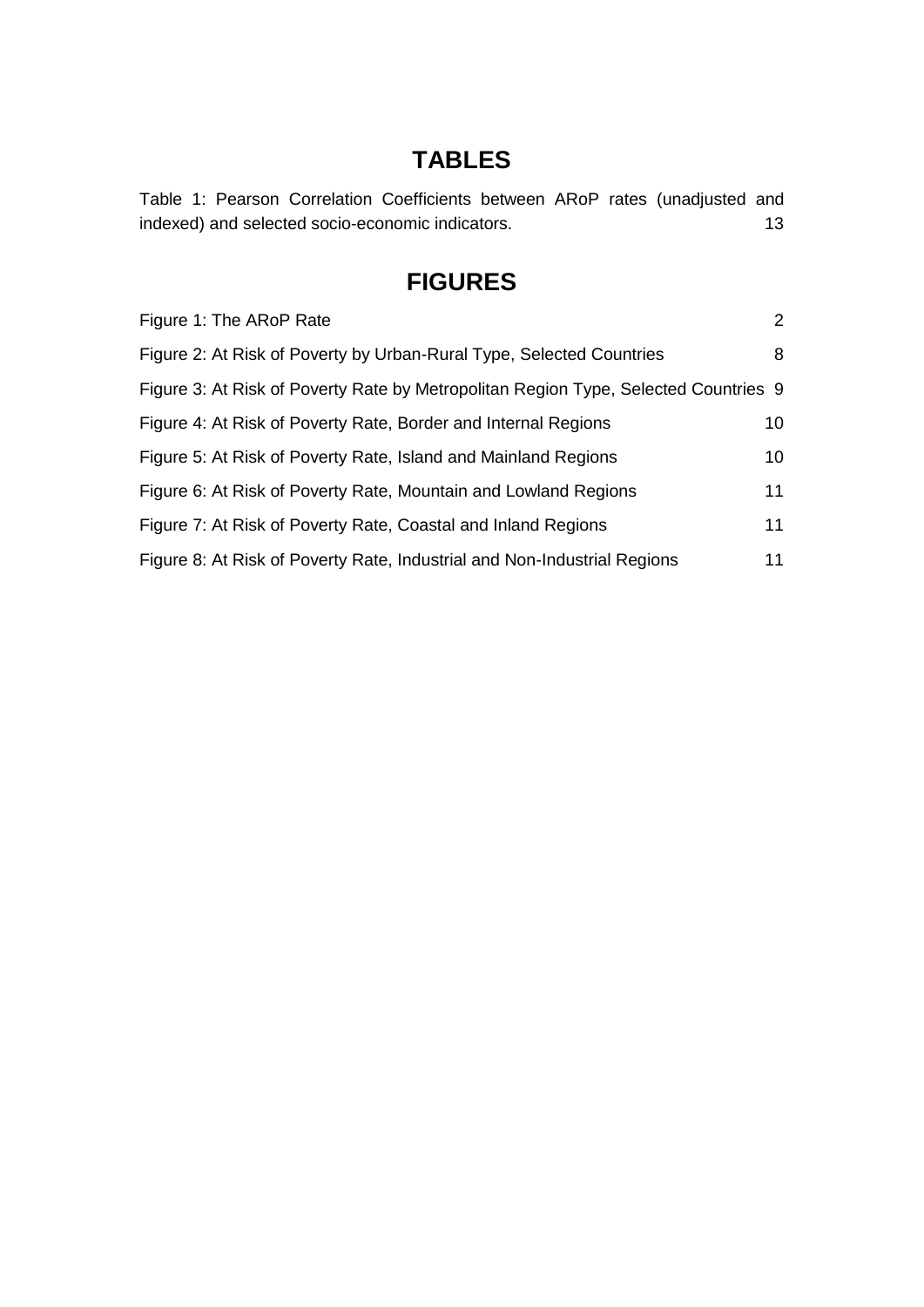# TABLES

Table 1: Pearson Correlation Coefficients between ARoP rates (unadjusted and indexed) and selected socio-economic indicators. 13

# FIGURES

Figure 1: The ARoP Rate 2

Figure 2: At Risk of Poverty by Urban-Rural Type, Selected Countries 8

Figure 3: At Risk of Poverty Rate by Metropolitan Region Type, Selected Countries 9

Figure 4: At Risk of Poverty Rate, Border and Internal Regions 10

Figure 5: At Risk of Poverty Rate, Island and Mainland Regions 10

Figure 6: At Risk of Poverty Rate, Mountain and Lowland Regions 11

Figure 7: At Risk of Poverty Rate, Coastal and Inland Regions 11

Figure 8: At Risk of Poverty Rate, Industrial and Non-Industrial Regions 11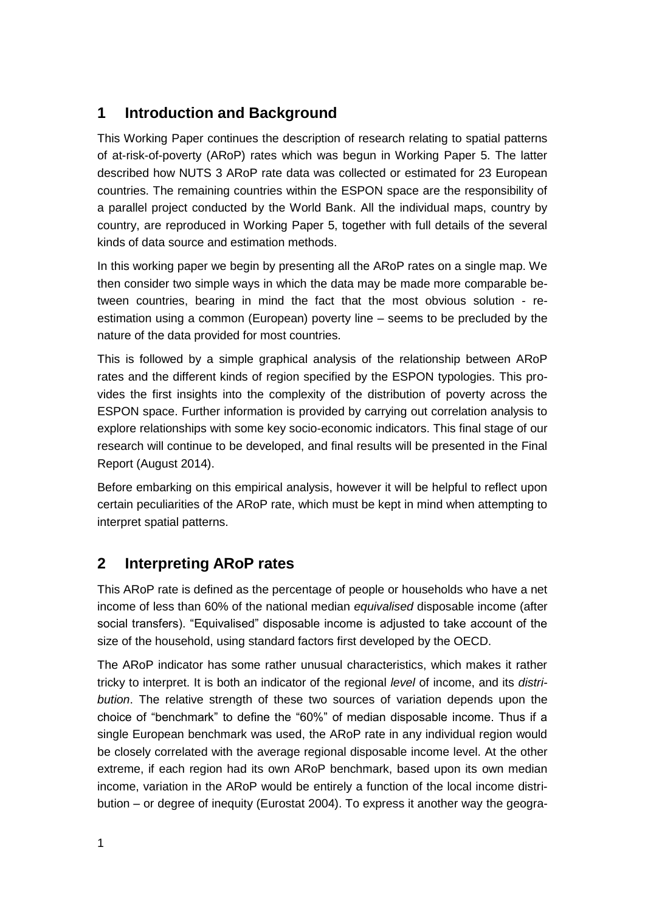## 1 Introduction and Background

This Working Paper continues the description of research relating to spatial patterns of at-risk-of-poverty (ARoP) rates which was begun in Working Paper 5. The latter described how NUTS 3 ARoP rate data was collected or estimated for 23 European countries. The remaining countries within the ESPON space are the responsibility of a parallel project conducted by the World Bank. All the individual maps, country by country, are reproduced in Working Paper 5, together with full details of the several kinds of data source and estimation methods.

In this working paper we begin by presenting all the ARoP rates on a single map. We then consider two simple ways in which the data may be made more comparable between countries, bearing in mind the fact that the most obvious solution - re-estimation using a common (European) poverty line – seems to be precluded by the nature of the data provided for most countries.

This is followed by a simple graphical analysis of the relationship between ARoP rates and the different kinds of region specified by the ESPON typologies. This provides the first insights into the complexity of the distribution of poverty across the ESPON space. Further information is provided by carrying out correlation analysis to explore relationships with some key socio-economic indicators. This final stage of our research will continue to be developed, and final results will be presented in the Final Report (August 2014).

Before embarking on this empirical analysis, however it will be helpful to reflect upon certain peculiarities of the ARoP rate, which must be kept in mind when attempting to interpret spatial patterns.

## 2 Interpreting ARoP rates

This ARoP rate is defined as the percentage of people or households who have a net income of less than 60% of the national median *equivalised* disposable income (after social transfers). "Equivalised" disposable income is adjusted to take account of the size of the household, using standard factors first developed by the OECD.

The ARoP indicator has some rather unusual characteristics, which makes it rather tricky to interpret. It is both an indicator of the regional *level* of income, and its *distribution*. The relative strength of these two sources of variation depends upon the choice of "benchmark" to define the "60%" of median disposable income. Thus if a single European benchmark was used, the ARoP rate in any individual region would be closely correlated with the average regional disposable income level. At the other extreme, if each region had its own ARoP benchmark, based upon its own median income, variation in the ARoP would be entirely a function of the local income distribution – or degree of inequity (Eurostat 2004). To express it another way the geogra-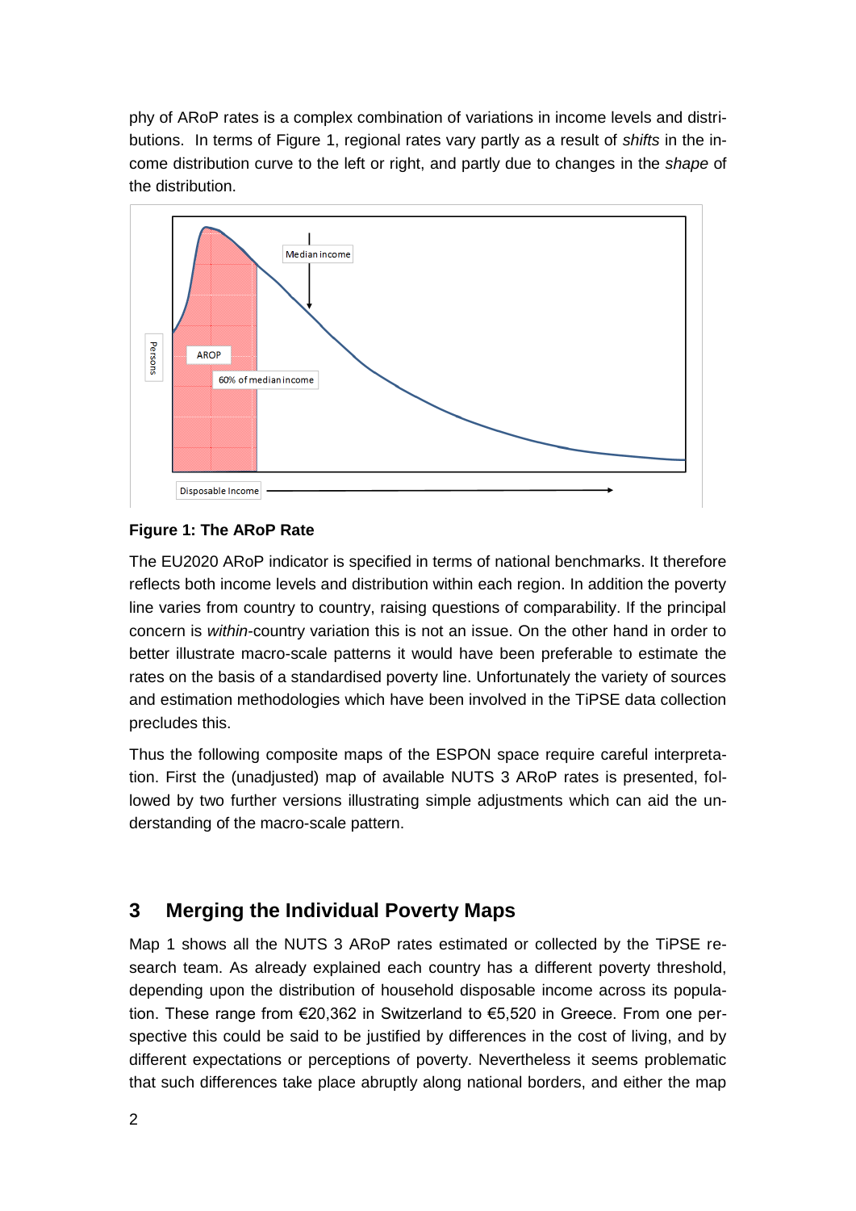phy of ARoP rates is a complex combination of variations in income levels and distributions. In terms of Figure 1, regional rates vary partly as a result of *shifts* in the income distribution curve to the left or right, and partly due to changes in the *shape* of the distribution.

**Figure 1: The ARoP Rate**

The EU2020 ARoP indicator is specified in terms of national benchmarks. It therefore reflects both income levels and distribution within each region. In addition the poverty line varies from country to country, raising questions of comparability. If the principal concern is *within*-country variation this is not an issue. On the other hand in order to better illustrate macro-scale patterns it would have been preferable to estimate the rates on the basis of a standardised poverty line. Unfortunately the variety of sources and estimation methodologies which have been involved in the TiPSE data collection precludes this.

Thus the following composite maps of the ESPON space require careful interpretation. First the (unadjusted) map of available NUTS 3 ARoP rates is presented, followed by two further versions illustrating simple adjustments which can aid the understanding of the macro-scale pattern.

# 3 Merging the Individual Poverty Maps

Map 1 shows all the NUTS 3 ARoP rates estimated or collected by the TiPSE research team. As already explained each country has a different poverty threshold, depending upon the distribution of household disposable income across its population. These range from €20,362 in Switzerland to €5,520 in Greece. From one perspective this could be said to be justified by differences in the cost of living, and by different expectations or perceptions of poverty. Nevertheless it seems problematic that such differences take place abruptly along national borders, and either the map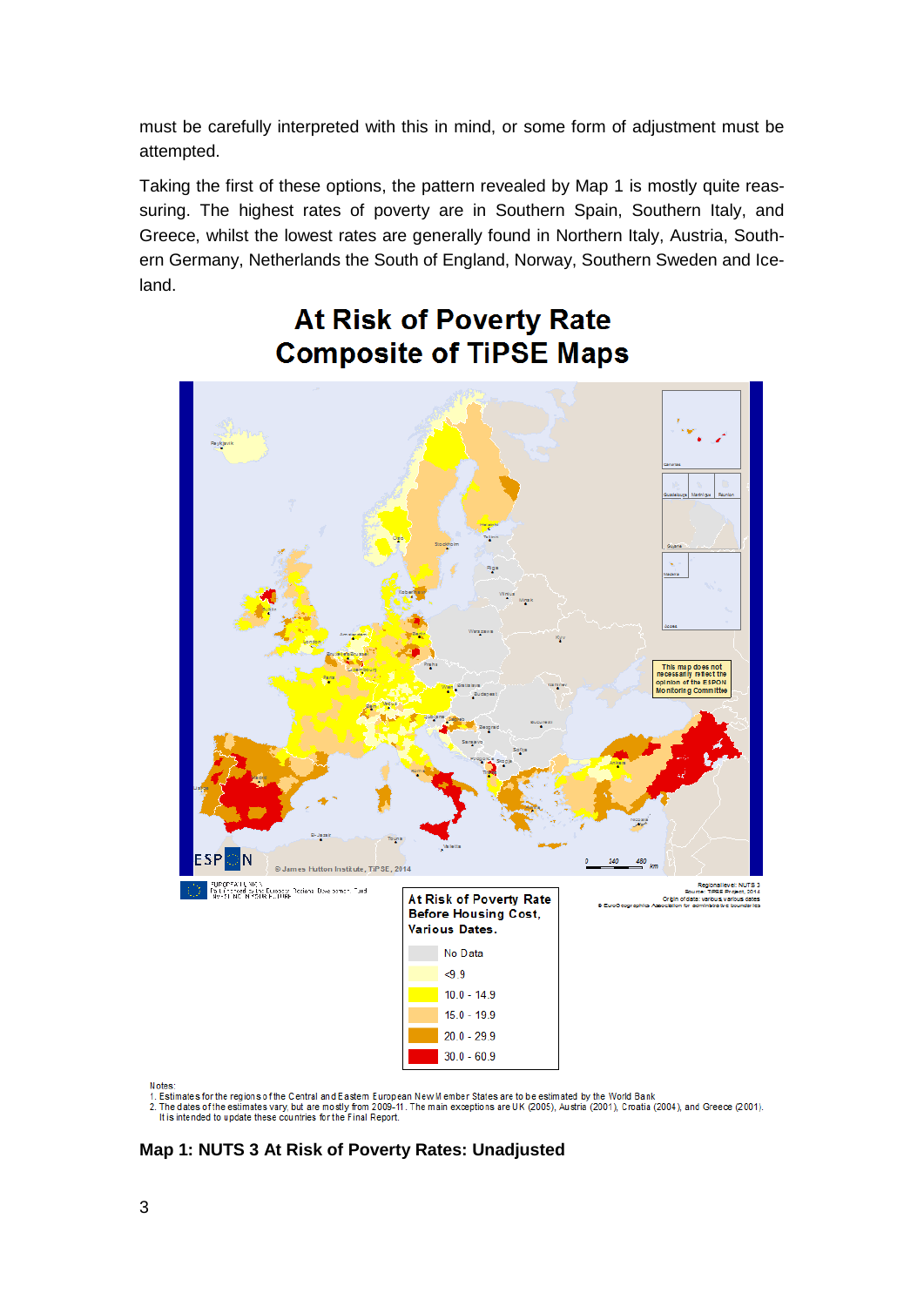must be carefully interpreted with this in mind, or some form of adjustment must be attempted.

Taking the first of these options, the pattern revealed by Map 1 is mostly quite reassuring. The highest rates of poverty are in Southern Spain, Southern Italy, and Greece, whilst the lowest rates are generally found in Northern Italy, Austria, Southern Germany, Netherlands the South of England, Norway, Southern Sweden and Iceland.

## At Risk of Poverty Rate
## Composite of TiPSE Maps

**At Risk of Poverty Rate Before Housing Cost, Various Dates.**

- No Data
- <9.9
- 10.0 - 14.9
- 15.0 - 19.9
- 20.0 - 29.9
- 30.0 - 60.9

This map does not necessarily reflect the opinion of the ESPON Monitoring Committee

© James Hutton Institute, TiPSE, 2014

Regional level: NUTS 3
Source: TiPSE Project, 2014
Origin of data: various, various dates
© EuroGeographics Association for administrative boundaries

Notes:
1. Estimates for the regions of the Central and Eastern European New Member States are to be estimated by the World Bank
2. The dates of the estimates vary, but are mostly from 2009-11. The main exceptions are UK (2005), Austria (2001), Croatia (2004), and Greece (2001). It is intended to update these countries for the Final Report.

**Map 1: NUTS 3 At Risk of Poverty Rates: Unadjusted**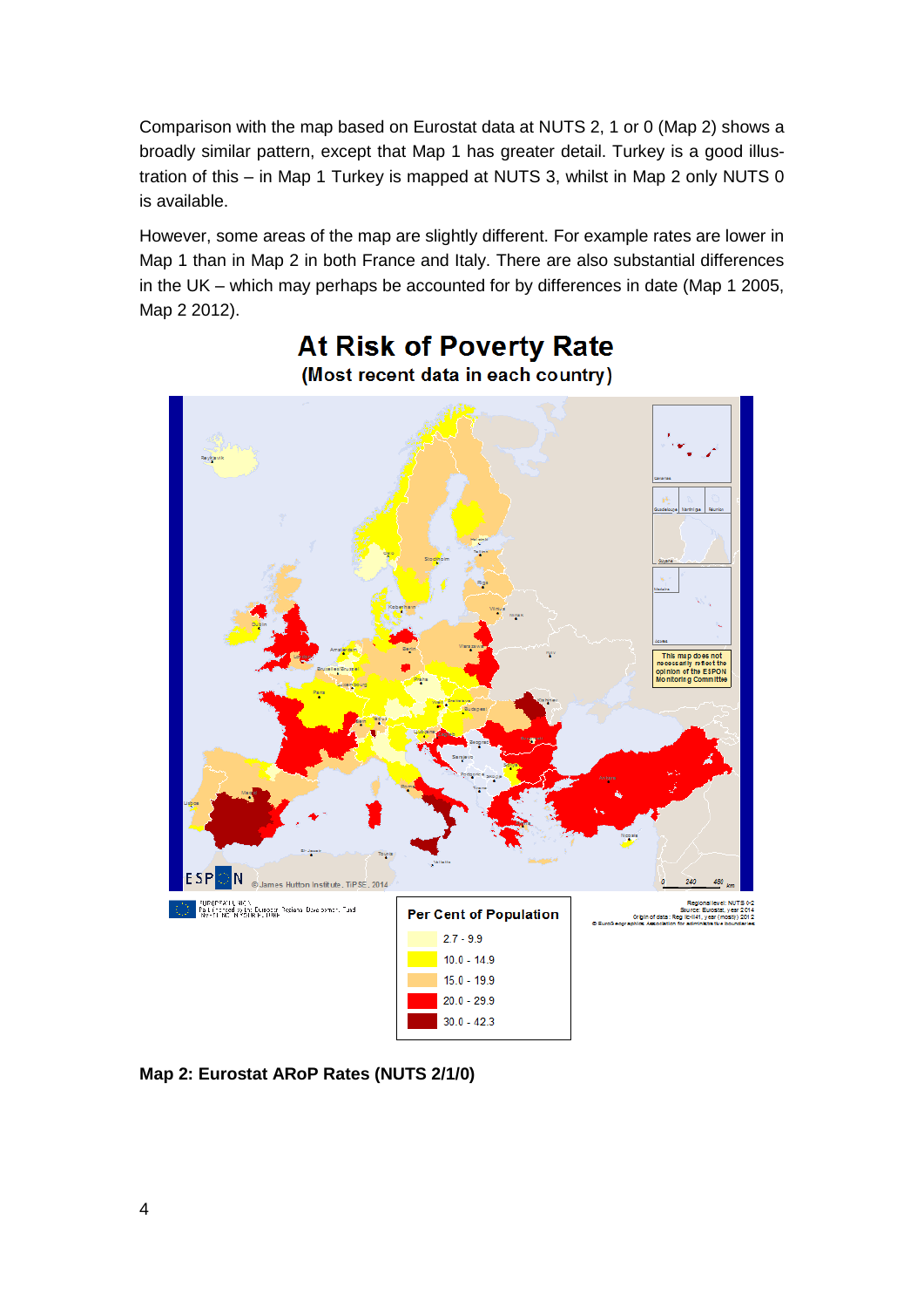Comparison with the map based on Eurostat data at NUTS 2, 1 or 0 (Map 2) shows a broadly similar pattern, except that Map 1 has greater detail. Turkey is a good illustration of this – in Map 1 Turkey is mapped at NUTS 3, whilst in Map 2 only NUTS 0 is available.

However, some areas of the map are slightly different. For example rates are lower in Map 1 than in Map 2 in both France and Italy. There are also substantial differences in the UK – which may perhaps be accounted for by differences in date (Map 1 2005, Map 2 2012).

**Map 2: Eurostat ARoP Rates (NUTS 2/1/0)**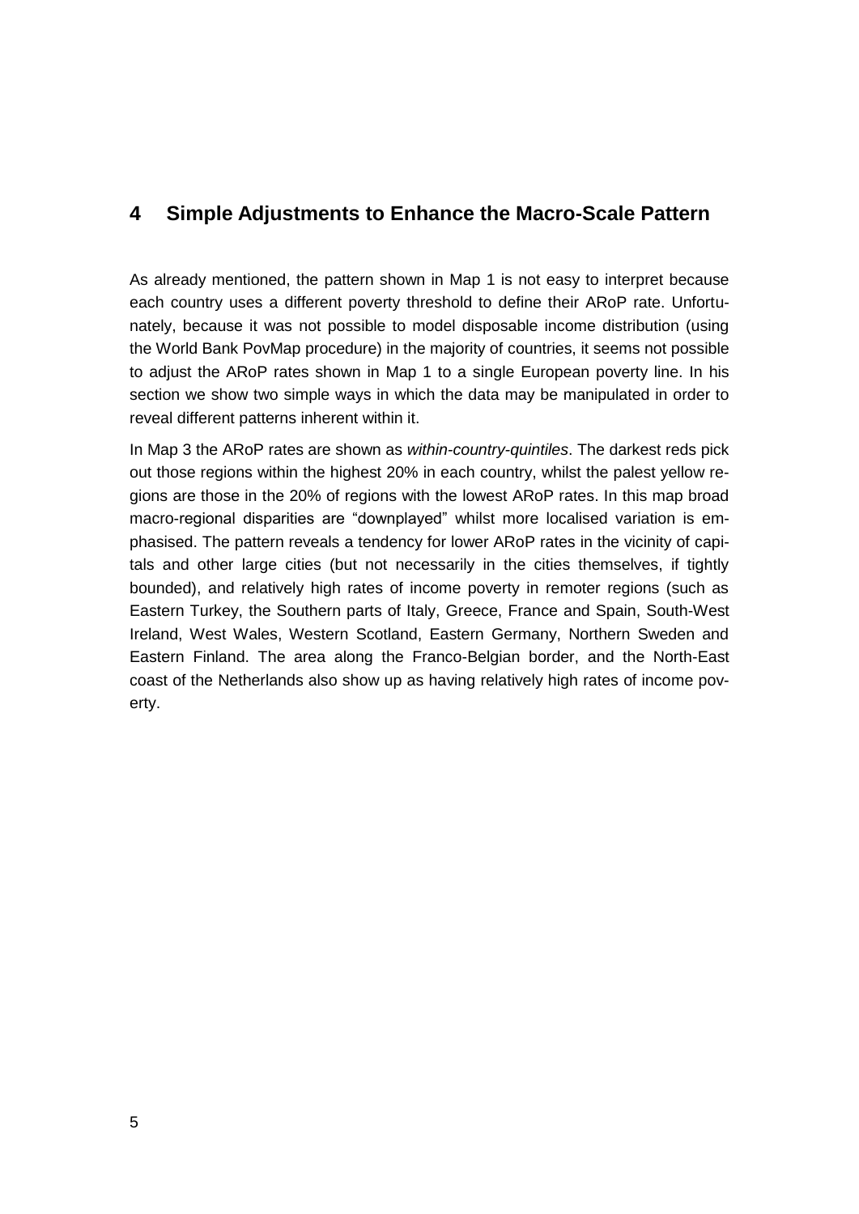## 4 Simple Adjustments to Enhance the Macro-Scale Pattern

As already mentioned, the pattern shown in Map 1 is not easy to interpret because each country uses a different poverty threshold to define their ARoP rate. Unfortunately, because it was not possible to model disposable income distribution (using the World Bank PovMap procedure) in the majority of countries, it seems not possible to adjust the ARoP rates shown in Map 1 to a single European poverty line. In his section we show two simple ways in which the data may be manipulated in order to reveal different patterns inherent within it.

In Map 3 the ARoP rates are shown as *within-country-quintiles*. The darkest reds pick out those regions within the highest 20% in each country, whilst the palest yellow regions are those in the 20% of regions with the lowest ARoP rates. In this map broad macro-regional disparities are "downplayed" whilst more localised variation is emphasised. The pattern reveals a tendency for lower ARoP rates in the vicinity of capitals and other large cities (but not necessarily in the cities themselves, if tightly bounded), and relatively high rates of income poverty in remoter regions (such as Eastern Turkey, the Southern parts of Italy, Greece, France and Spain, South-West Ireland, West Wales, Western Scotland, Eastern Germany, Northern Sweden and Eastern Finland. The area along the Franco-Belgian border, and the North-East coast of the Netherlands also show up as having relatively high rates of income poverty.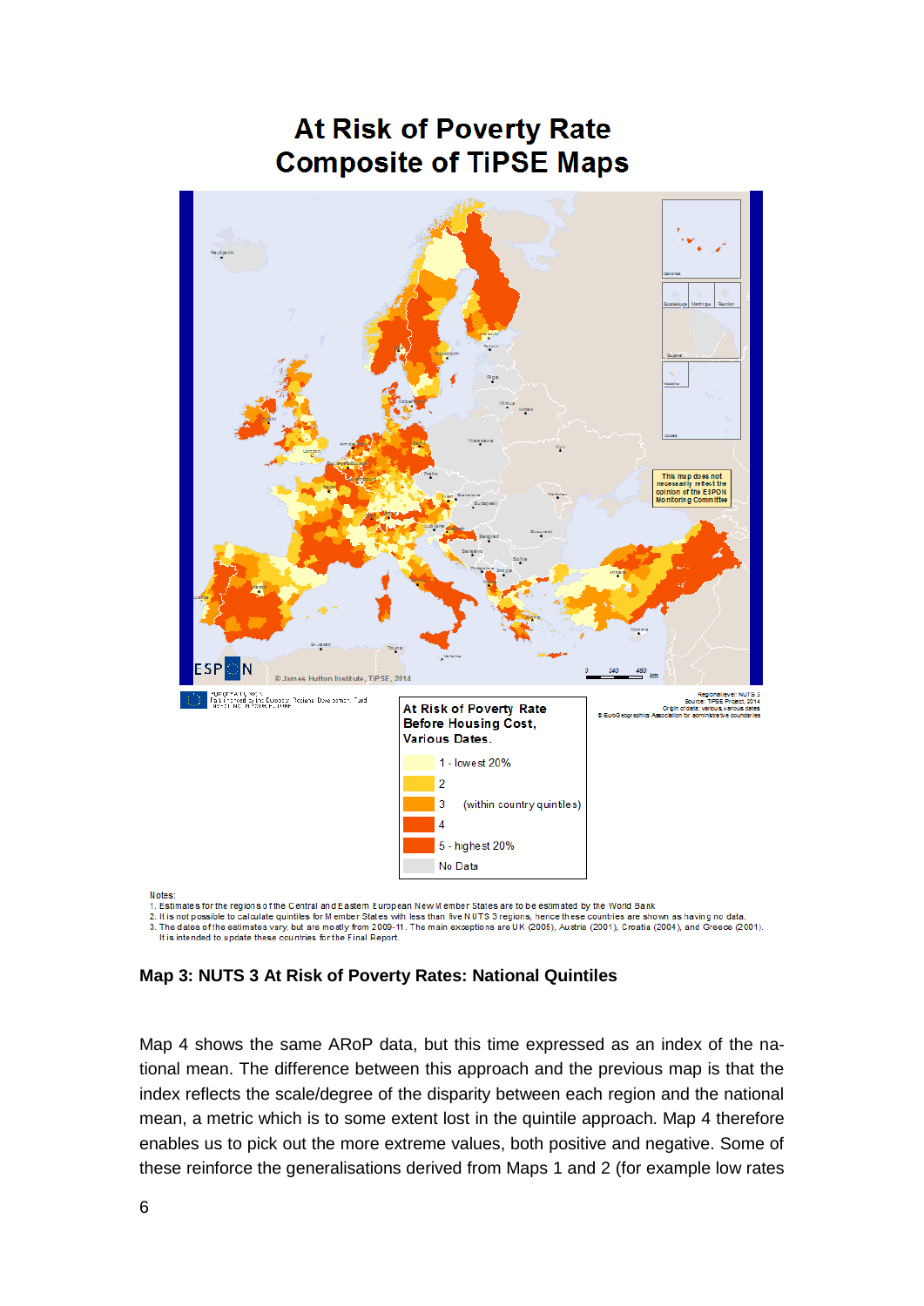# At Risk of Poverty Rate
# Composite of TiPSE Maps

At Risk of Poverty Rate Before Housing Cost, Various Dates.

- 1 - lowest 20%
- 2
- 3 (within country quintiles)
- 4
- 5 - highest 20%
- No Data

Notes:
1. Estimates for the regions of the Central and Eastern European New Member States are to be estimated by the World Bank
2. It is not possible to calculate quintiles for Member States with less than five NUTS 3 regions, hence these countries are shown as having no data.
3. The dates of the estimates vary, but are mostly from 2009-11. The main exceptions are UK (2005), Austria (2001), Croatia (2004), and Greece (2001). It is intended to update these countries for the Final Report.

**Map 3: NUTS 3 At Risk of Poverty Rates: National Quintiles**

Map 4 shows the same ARoP data, but this time expressed as an index of the national mean. The difference between this approach and the previous map is that the index reflects the scale/degree of the disparity between each region and the national mean, a metric which is to some extent lost in the quintile approach. Map 4 therefore enables us to pick out the more extreme values, both positive and negative. Some of these reinforce the generalisations derived from Maps 1 and 2 (for example low rates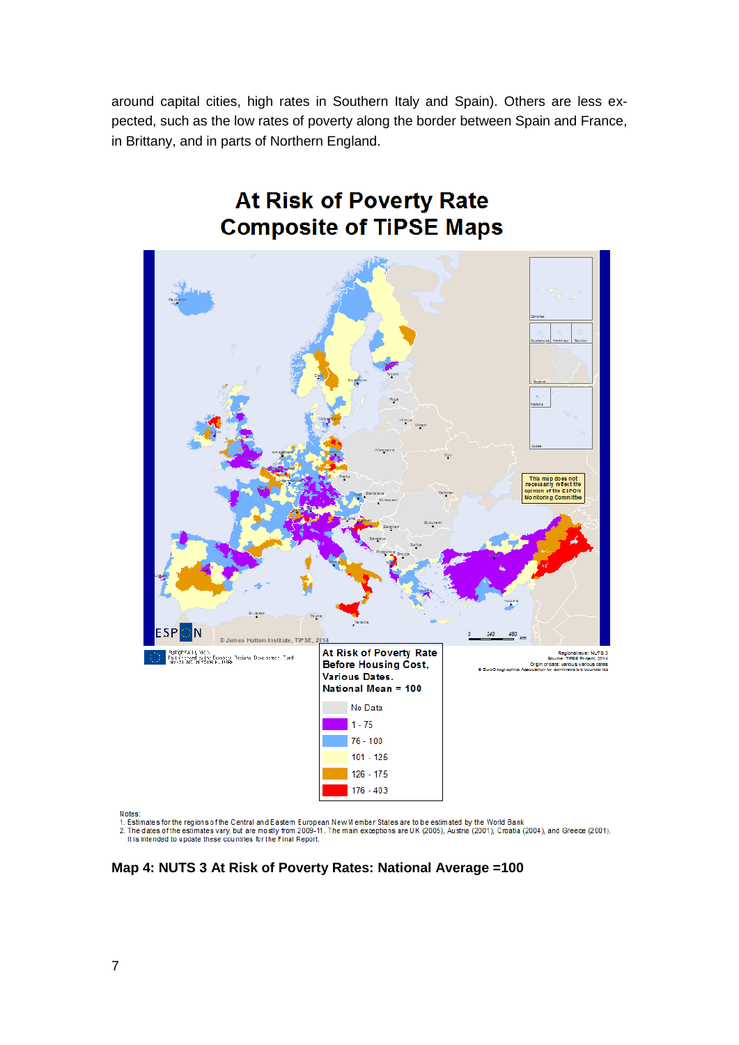around capital cities, high rates in Southern Italy and Spain). Others are less expected, such as the low rates of poverty along the border between Spain and France, in Brittany, and in parts of Northern England.

**At Risk of Poverty Rate**
**Composite of TiPSE Maps**

At Risk of Poverty Rate Before Housing Cost, Various Dates. National Mean = 100

| Legend |
|---|
| No Data |
| 1 - 75 |
| 76 - 100 |
| 101 - 125 |
| 126 - 175 |
| 176 - 403 |

Notes:
1. Estimates for the regions of the Central and Eastern European New Member States are to be estimated by the World Bank
2. The dates of the estimates vary, but are mostly from 2009-11. The main exceptions are UK (2005), Austria (2001), Croatia (2004), and Greece (2001). It is intended to update these countries for the Final Report.

**Map 4: NUTS 3 At Risk of Poverty Rates: National Average =100**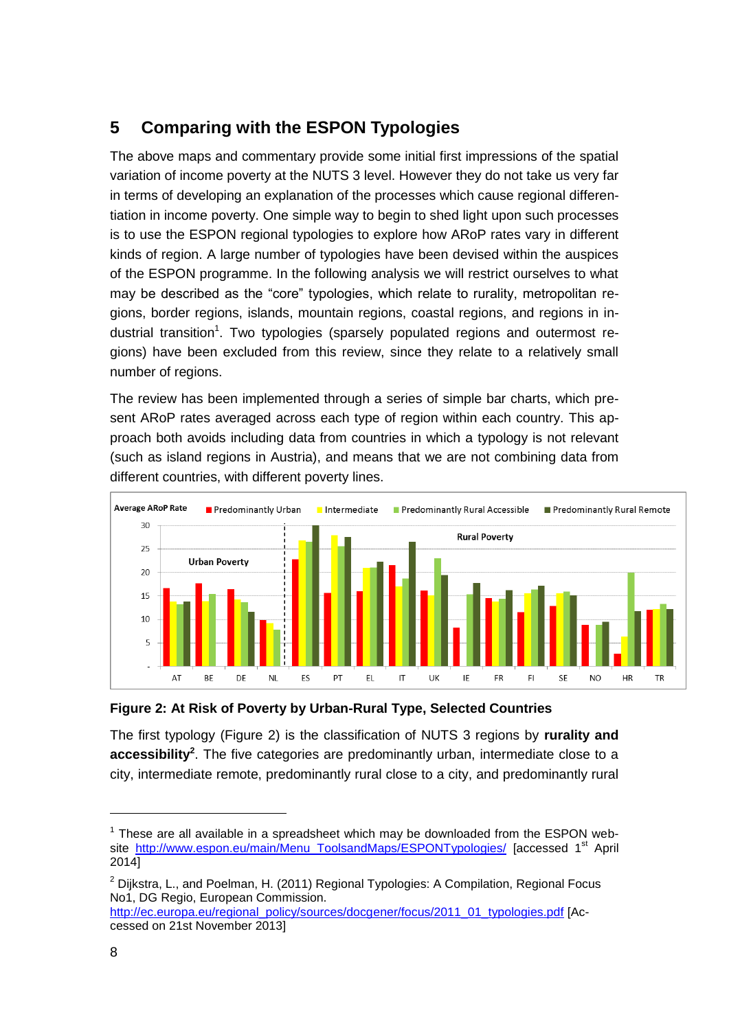## 5 Comparing with the ESPON Typologies

The above maps and commentary provide some initial first impressions of the spatial variation of income poverty at the NUTS 3 level. However they do not take us very far in terms of developing an explanation of the processes which cause regional differentiation in income poverty. One simple way to begin to shed light upon such processes is to use the ESPON regional typologies to explore how ARoP rates vary in different kinds of region. A large number of typologies have been devised within the auspices of the ESPON programme. In the following analysis we will restrict ourselves to what may be described as the "core" typologies, which relate to rurality, metropolitan regions, border regions, islands, mountain regions, coastal regions, and regions in industrial transition[1]. Two typologies (sparsely populated regions and outermost regions) have been excluded from this review, since they relate to a relatively small number of regions.

The review has been implemented through a series of simple bar charts, which present ARoP rates averaged across each type of region within each country. This approach both avoids including data from countries in which a typology is not relevant (such as island regions in Austria), and means that we are not combining data from different countries, with different poverty lines.

**Figure 2: At Risk of Poverty by Urban-Rural Type, Selected Countries**

The first typology (Figure 2) is the classification of NUTS 3 regions by **rurality and accessibility[2]**. The five categories are predominantly urban, intermediate close to a city, intermediate remote, predominantly rural close to a city, and predominantly rural

---

[1] These are all available in a spreadsheet which may be downloaded from the ESPON website http://www.espon.eu/main/Menu_ToolsandMaps/ESPONTypologies/ [accessed 1st April 2014]

[2] Dijkstra, L., and Poelman, H. (2011) Regional Typologies: A Compilation, Regional Focus No1, DG Regio, European Commission. http://ec.europa.eu/regional_policy/sources/docgener/focus/2011_01_typologies.pdf [Accessed on 21st November 2013]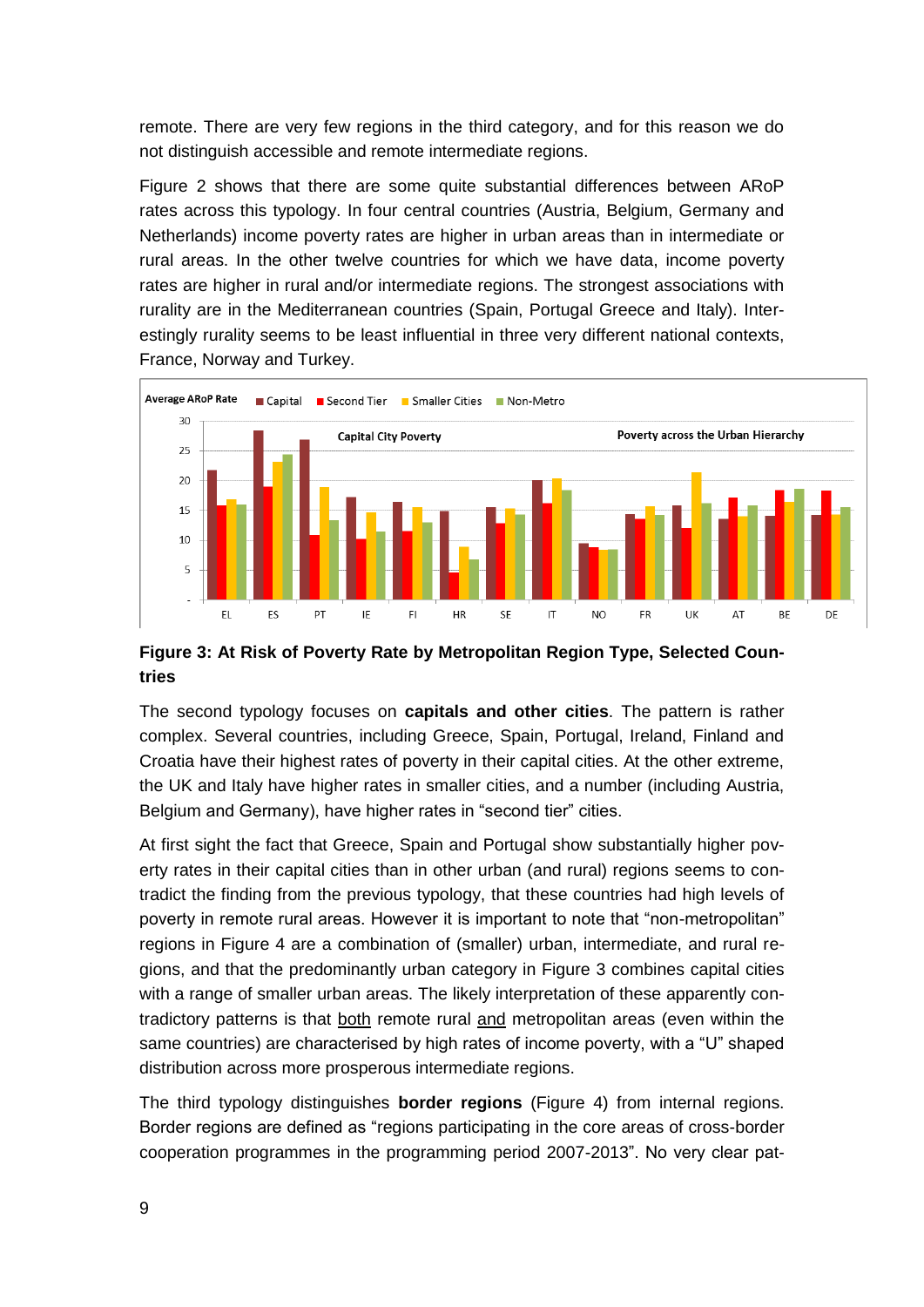remote. There are very few regions in the third category, and for this reason we do not distinguish accessible and remote intermediate regions.

Figure 2 shows that there are some quite substantial differences between ARoP rates across this typology. In four central countries (Austria, Belgium, Germany and Netherlands) income poverty rates are higher in urban areas than in intermediate or rural areas. In the other twelve countries for which we have data, income poverty rates are higher in rural and/or intermediate regions. The strongest associations with rurality are in the Mediterranean countries (Spain, Portugal Greece and Italy). Interestingly rurality seems to be least influential in three very different national contexts, France, Norway and Turkey.

**Figure 3: At Risk of Poverty Rate by Metropolitan Region Type, Selected Countries**

The second typology focuses on **capitals and other cities**. The pattern is rather complex. Several countries, including Greece, Spain, Portugal, Ireland, Finland and Croatia have their highest rates of poverty in their capital cities. At the other extreme, the UK and Italy have higher rates in smaller cities, and a number (including Austria, Belgium and Germany), have higher rates in "second tier" cities.

At first sight the fact that Greece, Spain and Portugal show substantially higher poverty rates in their capital cities than in other urban (and rural) regions seems to contradict the finding from the previous typology, that these countries had high levels of poverty in remote rural areas. However it is important to note that "non-metropolitan" regions in Figure 4 are a combination of (smaller) urban, intermediate, and rural regions, and that the predominantly urban category in Figure 3 combines capital cities with a range of smaller urban areas. The likely interpretation of these apparently contradictory patterns is that both remote rural and metropolitan areas (even within the same countries) are characterised by high rates of income poverty, with a "U" shaped distribution across more prosperous intermediate regions.

The third typology distinguishes **border regions** (Figure 4) from internal regions. Border regions are defined as "regions participating in the core areas of cross-border cooperation programmes in the programming period 2007-2013". No very clear pat-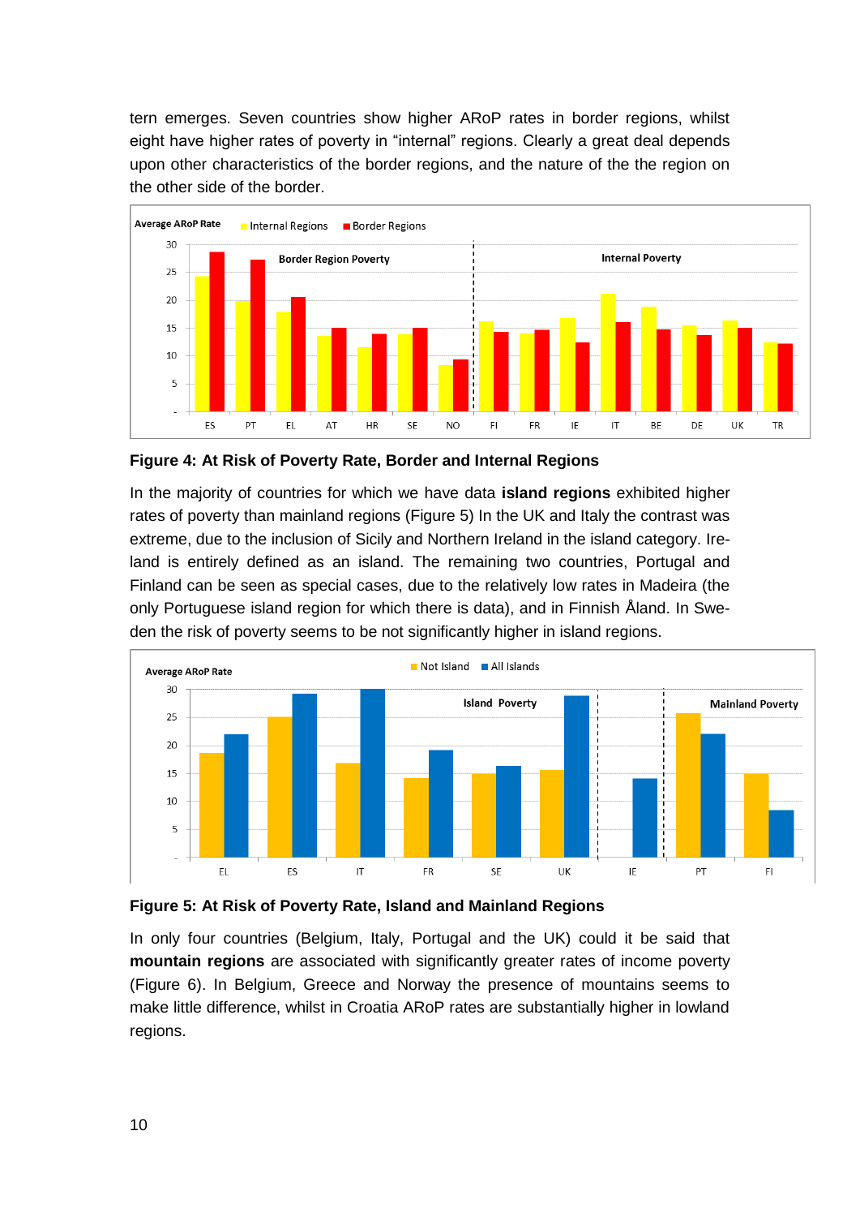tern emerges. Seven countries show higher ARoP rates in border regions, whilst eight have higher rates of poverty in “internal” regions. Clearly a great deal depends upon other characteristics of the border regions, and the nature of the the region on the other side of the border.

**Figure 4: At Risk of Poverty Rate, Border and Internal Regions**

In the majority of countries for which we have data **island regions** exhibited higher rates of poverty than mainland regions (Figure 5) In the UK and Italy the contrast was extreme, due to the inclusion of Sicily and Northern Ireland in the island category. Ireland is entirely defined as an island. The remaining two countries, Portugal and Finland can be seen as special cases, due to the relatively low rates in Madeira (the only Portuguese island region for which there is data), and in Finnish Åland. In Sweden the risk of poverty seems to be not significantly higher in island regions.

**Figure 5: At Risk of Poverty Rate, Island and Mainland Regions**

In only four countries (Belgium, Italy, Portugal and the UK) could it be said that **mountain regions** are associated with significantly greater rates of income poverty (Figure 6). In Belgium, Greece and Norway the presence of mountains seems to make little difference, whilst in Croatia ARoP rates are substantially higher in lowland regions.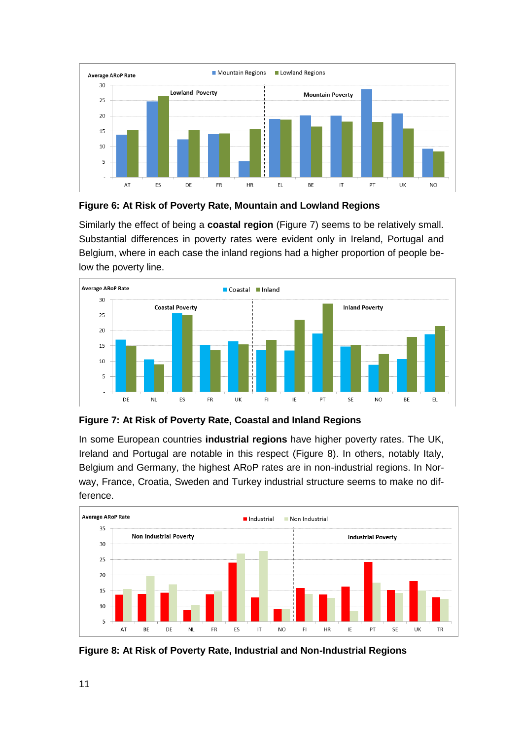**Figure 6: At Risk of Poverty Rate, Mountain and Lowland Regions**

Similarly the effect of being a **coastal region** (Figure 7) seems to be relatively small. Substantial differences in poverty rates were evident only in Ireland, Portugal and Belgium, where in each case the inland regions had a higher proportion of people below the poverty line.

**Figure 7: At Risk of Poverty Rate, Coastal and Inland Regions**

In some European countries **industrial regions** have higher poverty rates. The UK, Ireland and Portugal are notable in this respect (Figure 8). In others, notably Italy, Belgium and Germany, the highest ARoP rates are in non-industrial regions. In Norway, France, Croatia, Sweden and Turkey industrial structure seems to make no difference.

**Figure 8: At Risk of Poverty Rate, Industrial and Non-Industrial Regions**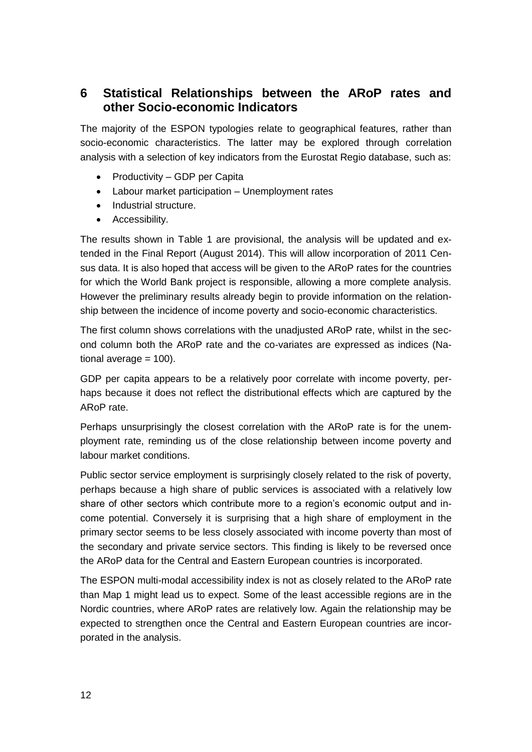# 6 Statistical Relationships between the ARoP rates and other Socio-economic Indicators

The majority of the ESPON typologies relate to geographical features, rather than socio-economic characteristics. The latter may be explored through correlation analysis with a selection of key indicators from the Eurostat Regio database, such as:

- Productivity – GDP per Capita
- Labour market participation – Unemployment rates
- Industrial structure.
- Accessibility.

The results shown in Table 1 are provisional, the analysis will be updated and extended in the Final Report (August 2014). This will allow incorporation of 2011 Census data. It is also hoped that access will be given to the ARoP rates for the countries for which the World Bank project is responsible, allowing a more complete analysis. However the preliminary results already begin to provide information on the relationship between the incidence of income poverty and socio-economic characteristics.

The first column shows correlations with the unadjusted ARoP rate, whilst in the second column both the ARoP rate and the co-variates are expressed as indices (National average = 100).

GDP per capita appears to be a relatively poor correlate with income poverty, perhaps because it does not reflect the distributional effects which are captured by the ARoP rate.

Perhaps unsurprisingly the closest correlation with the ARoP rate is for the unemployment rate, reminding us of the close relationship between income poverty and labour market conditions.

Public sector service employment is surprisingly closely related to the risk of poverty, perhaps because a high share of public services is associated with a relatively low share of other sectors which contribute more to a region's economic output and income potential. Conversely it is surprising that a high share of employment in the primary sector seems to be less closely associated with income poverty than most of the secondary and private service sectors. This finding is likely to be reversed once the ARoP data for the Central and Eastern European countries is incorporated.

The ESPON multi-modal accessibility index is not as closely related to the ARoP rate than Map 1 might lead us to expect. Some of the least accessible regions are in the Nordic countries, where ARoP rates are relatively low. Again the relationship may be expected to strengthen once the Central and Eastern European countries are incorporated in the analysis.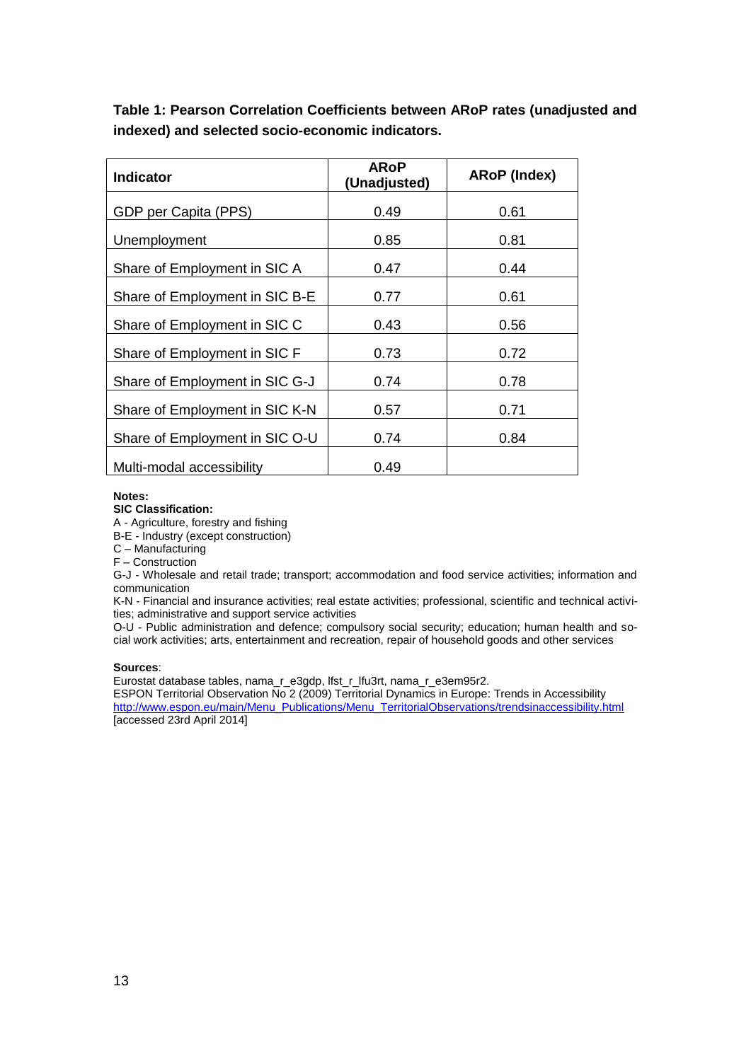**Table 1: Pearson Correlation Coefficients between ARoP rates (unadjusted and indexed) and selected socio-economic indicators.**

| Indicator | ARoP (Unadjusted) | ARoP (Index) |
|---|---|---|
| GDP per Capita (PPS) | 0.49 | 0.61 |
| Unemployment | 0.85 | 0.81 |
| Share of Employment in SIC A | 0.47 | 0.44 |
| Share of Employment in SIC B-E | 0.77 | 0.61 |
| Share of Employment in SIC C | 0.43 | 0.56 |
| Share of Employment in SIC F | 0.73 | 0.72 |
| Share of Employment in SIC G-J | 0.74 | 0.78 |
| Share of Employment in SIC K-N | 0.57 | 0.71 |
| Share of Employment in SIC O-U | 0.74 | 0.84 |
| Multi-modal accessibility | 0.49 | |

**Notes:**

**SIC Classification:**

A - Agriculture, forestry and fishing

B-E - Industry (except construction)

C – Manufacturing

F – Construction

G-J - Wholesale and retail trade; transport; accommodation and food service activities; information and communication

K-N - Financial and insurance activities; real estate activities; professional, scientific and technical activities; administrative and support service activities

O-U - Public administration and defence; compulsory social security; education; human health and social work activities; arts, entertainment and recreation, repair of household goods and other services

**Sources**:

Eurostat database tables, nama_r_e3gdp, lfst_r_lfu3rt, nama_r_e3em95r2.

ESPON Territorial Observation No 2 (2009) Territorial Dynamics in Europe: Trends in Accessibility http://www.espon.eu/main/Menu_Publications/Menu_TerritorialObservations/trendsinaccessibility.html [accessed 23rd April 2014]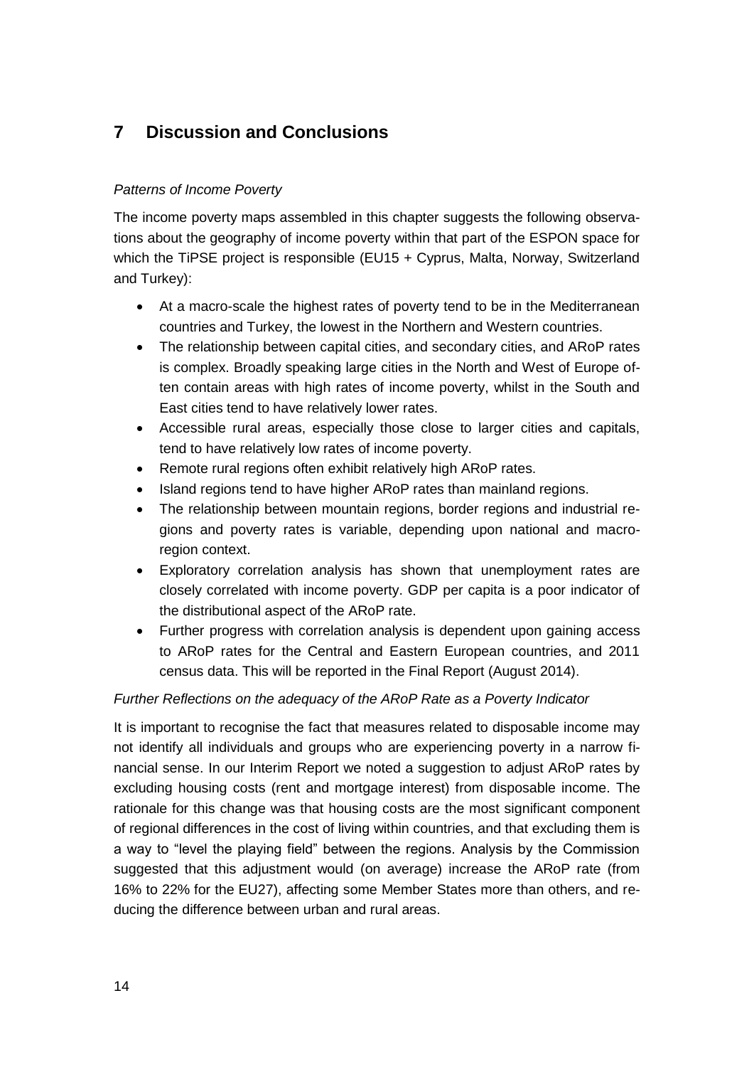# 7 Discussion and Conclusions

*Patterns of Income Poverty*

The income poverty maps assembled in this chapter suggests the following observations about the geography of income poverty within that part of the ESPON space for which the TiPSE project is responsible (EU15 + Cyprus, Malta, Norway, Switzerland and Turkey):

- At a macro-scale the highest rates of poverty tend to be in the Mediterranean countries and Turkey, the lowest in the Northern and Western countries.
- The relationship between capital cities, and secondary cities, and ARoP rates is complex. Broadly speaking large cities in the North and West of Europe often contain areas with high rates of income poverty, whilst in the South and East cities tend to have relatively lower rates.
- Accessible rural areas, especially those close to larger cities and capitals, tend to have relatively low rates of income poverty.
- Remote rural regions often exhibit relatively high ARoP rates.
- Island regions tend to have higher ARoP rates than mainland regions.
- The relationship between mountain regions, border regions and industrial regions and poverty rates is variable, depending upon national and macro-region context.
- Exploratory correlation analysis has shown that unemployment rates are closely correlated with income poverty. GDP per capita is a poor indicator of the distributional aspect of the ARoP rate.
- Further progress with correlation analysis is dependent upon gaining access to ARoP rates for the Central and Eastern European countries, and 2011 census data. This will be reported in the Final Report (August 2014).

*Further Reflections on the adequacy of the ARoP Rate as a Poverty Indicator*

It is important to recognise the fact that measures related to disposable income may not identify all individuals and groups who are experiencing poverty in a narrow financial sense. In our Interim Report we noted a suggestion to adjust ARoP rates by excluding housing costs (rent and mortgage interest) from disposable income. The rationale for this change was that housing costs are the most significant component of regional differences in the cost of living within countries, and that excluding them is a way to "level the playing field" between the regions. Analysis by the Commission suggested that this adjustment would (on average) increase the ARoP rate (from 16% to 22% for the EU27), affecting some Member States more than others, and reducing the difference between urban and rural areas.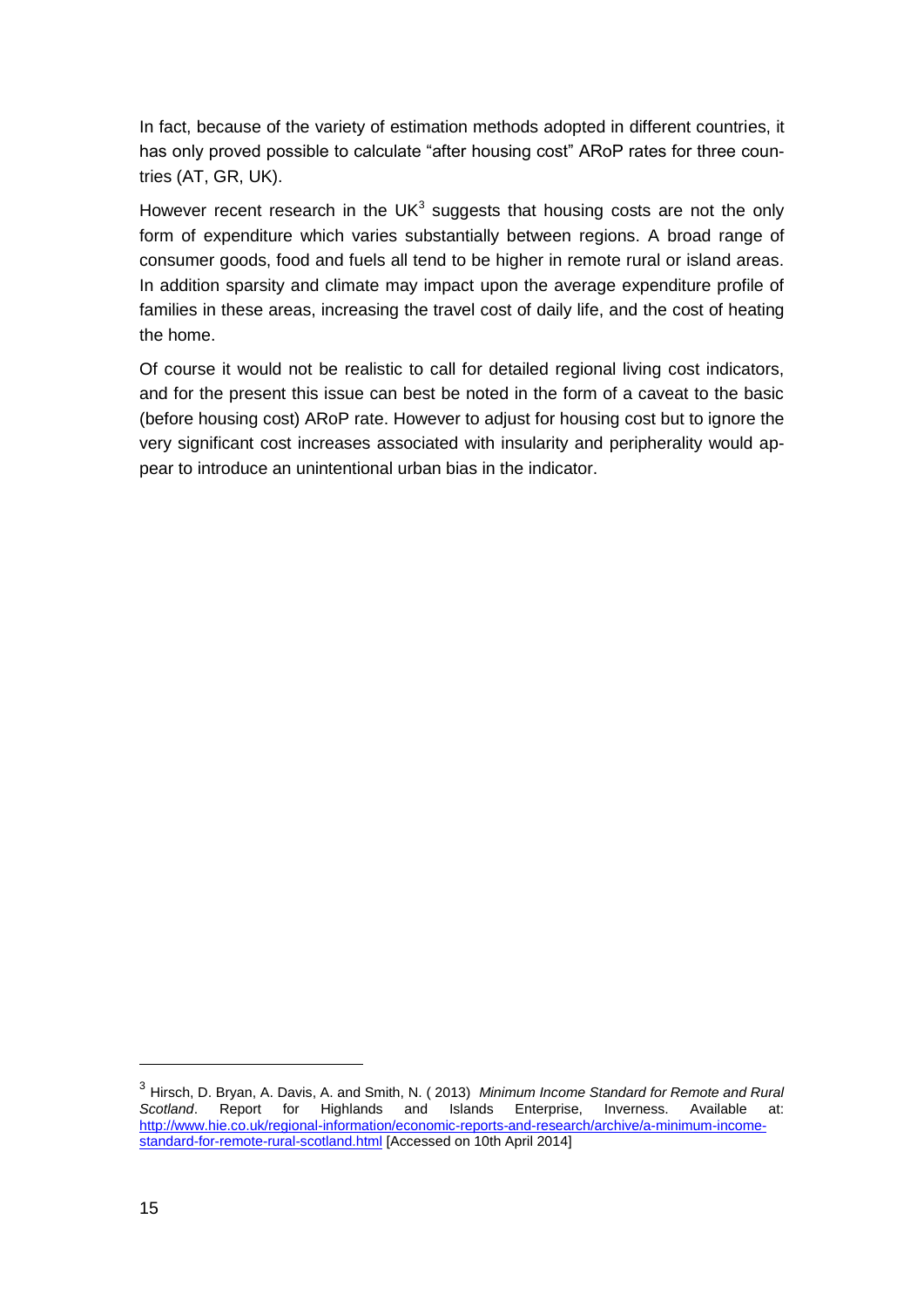In fact, because of the variety of estimation methods adopted in different countries, it has only proved possible to calculate "after housing cost" ARoP rates for three countries (AT, GR, UK).

However recent research in the UK[3] suggests that housing costs are not the only form of expenditure which varies substantially between regions. A broad range of consumer goods, food and fuels all tend to be higher in remote rural or island areas. In addition sparsity and climate may impact upon the average expenditure profile of families in these areas, increasing the travel cost of daily life, and the cost of heating the home.

Of course it would not be realistic to call for detailed regional living cost indicators, and for the present this issue can best be noted in the form of a caveat to the basic (before housing cost) ARoP rate. However to adjust for housing cost but to ignore the very significant cost increases associated with insularity and peripherality would appear to introduce an unintentional urban bias in the indicator.

---

[3] Hirsch, D. Bryan, A. Davis, A. and Smith, N. ( 2013) *Minimum Income Standard for Remote and Rural Scotland*. Report for Highlands and Islands Enterprise, Inverness. Available at: http://www.hie.co.uk/regional-information/economic-reports-and-research/archive/a-minimum-income-standard-for-remote-rural-scotland.html [Accessed on 10th April 2014]